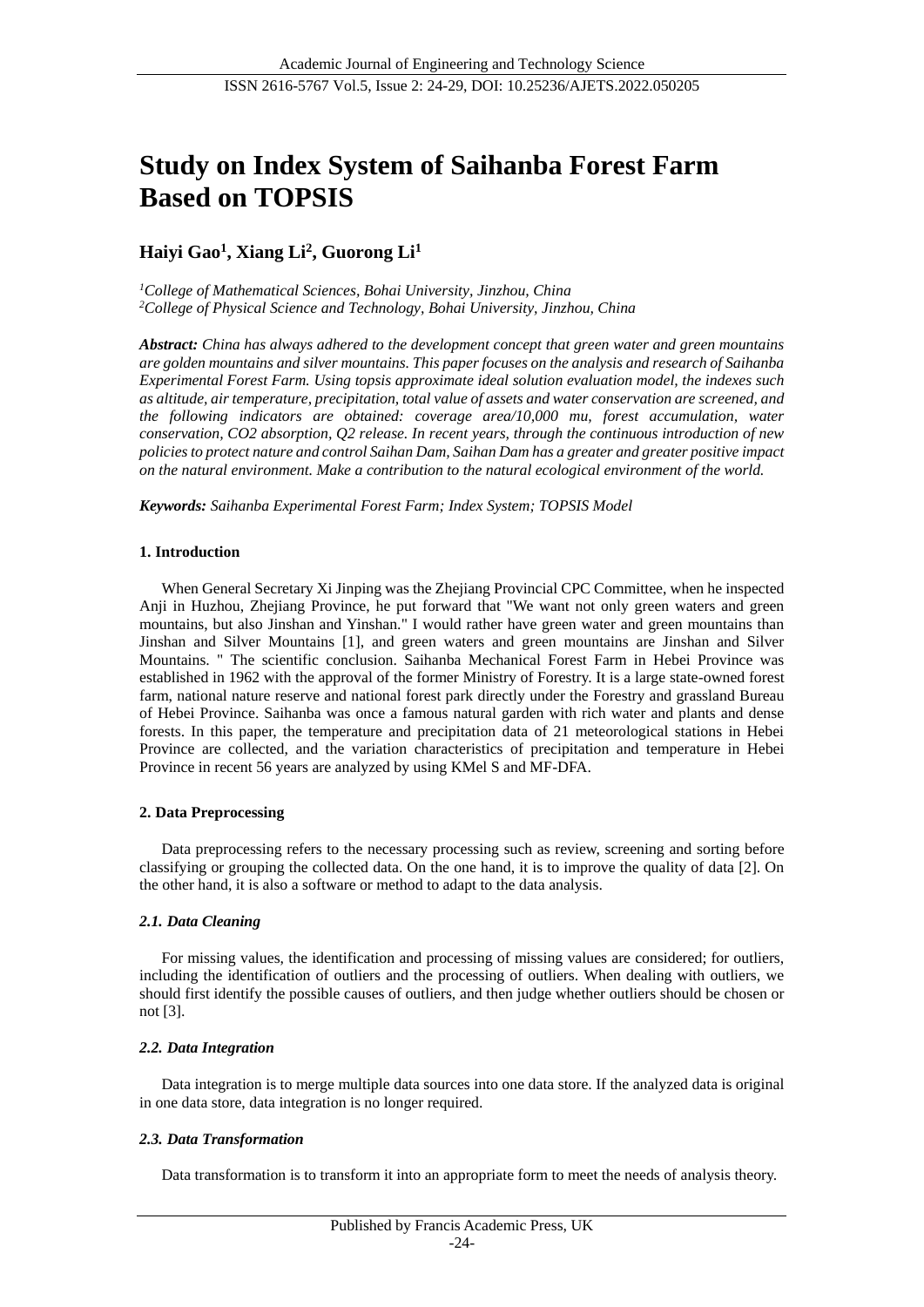# Study on Index System of Saihanba Forest Farm Based on TOPSIS

**Haiyi Gao[1], Xiang Li[2], Guorong Li[1]**

[1]*College of Mathematical Sciences, Bohai University, Jinzhou, China*
[2]*College of Physical Science and Technology, Bohai University, Jinzhou, China*

***Abstract:*** *China has always adhered to the development concept that green water and green mountains are golden mountains and silver mountains. This paper focuses on the analysis and research of Saihanba Experimental Forest Farm. Using topsis approximate ideal solution evaluation model, the indexes such as altitude, air temperature, precipitation, total value of assets and water conservation are screened, and the following indicators are obtained: coverage area/10,000 mu, forest accumulation, water conservation, CO2 absorption, Q2 release. In recent years, through the continuous introduction of new policies to protect nature and control Saihan Dam, Saihan Dam has a greater and greater positive impact on the natural environment. Make a contribution to the natural ecological environment of the world.*

***Keywords:*** *Saihanba Experimental Forest Farm; Index System; TOPSIS Model*

## 1. Introduction

When General Secretary Xi Jinping was the Zhejiang Provincial CPC Committee, when he inspected Anji in Huzhou, Zhejiang Province, he put forward that "We want not only green waters and green mountains, but also Jinshan and Yinshan." I would rather have green water and green mountains than Jinshan and Silver Mountains [1], and green waters and green mountains are Jinshan and Silver Mountains. " The scientific conclusion. Saihanba Mechanical Forest Farm in Hebei Province was established in 1962 with the approval of the former Ministry of Forestry. It is a large state-owned forest farm, national nature reserve and national forest park directly under the Forestry and grassland Bureau of Hebei Province. Saihanba was once a famous natural garden with rich water and plants and dense forests. In this paper, the temperature and precipitation data of 21 meteorological stations in Hebei Province are collected, and the variation characteristics of precipitation and temperature in Hebei Province in recent 56 years are analyzed by using KMel S and MF-DFA.

## 2. Data Preprocessing

Data preprocessing refers to the necessary processing such as review, screening and sorting before classifying or grouping the collected data. On the one hand, it is to improve the quality of data [2]. On the other hand, it is also a software or method to adapt to the data analysis.

### *2.1. Data Cleaning*

For missing values, the identification and processing of missing values are considered; for outliers, including the identification of outliers and the processing of outliers. When dealing with outliers, we should first identify the possible causes of outliers, and then judge whether outliers should be chosen or not [3].

### *2.2. Data Integration*

Data integration is to merge multiple data sources into one data store. If the analyzed data is original in one data store, data integration is no longer required.

### *2.3. Data Transformation*

Data transformation is to transform it into an appropriate form to meet the needs of analysis theory.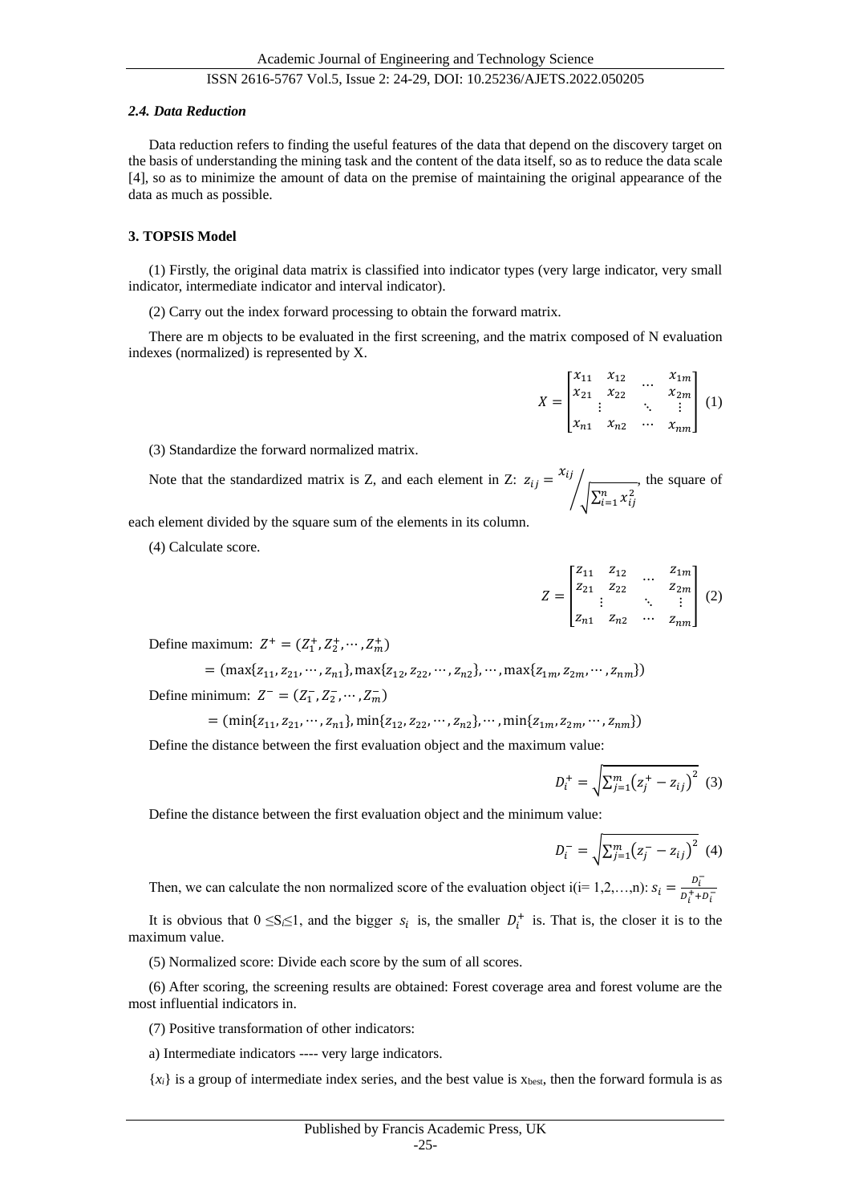### *2.4. Data Reduction*

Data reduction refers to finding the useful features of the data that depend on the discovery target on the basis of understanding the mining task and the content of the data itself, so as to reduce the data scale [4], so as to minimize the amount of data on the premise of maintaining the original appearance of the data as much as possible.

## 3. TOPSIS Model

(1) Firstly, the original data matrix is classified into indicator types (very large indicator, very small indicator, intermediate indicator and interval indicator).

(2) Carry out the index forward processing to obtain the forward matrix.

There are m objects to be evaluated in the first screening, and the matrix composed of N evaluation indexes (normalized) is represented by X.

$$X = \begin{bmatrix} x_{11} & x_{12} & \cdots & x_{1m} \\ x_{21} & x_{22} & & x_{2m} \\ \vdots & & \ddots & \vdots \\ x_{n1} & x_{n2} & \cdots & x_{nm} \end{bmatrix} \quad (1)$$

(3) Standardize the forward normalized matrix.

Note that the standardized matrix is Z, and each element in Z: $z_{ij} = x_{ij} \Big/ \sqrt{\sum_{i=1}^{n} x_{ij}^2}$, the square of each element divided by the square sum of the elements in its column.

(4) Calculate score.

$$Z = \begin{bmatrix} z_{11} & z_{12} & \cdots & z_{1m} \\ z_{21} & z_{22} & & z_{2m} \\ \vdots & & \ddots & \vdots \\ z_{n1} & z_{n2} & \cdots & z_{nm} \end{bmatrix} \quad (2)$$

Define maximum: $Z^+ = (Z_1^+, Z_2^+, \cdots, Z_m^+)$

$$= (\max\{z_{11}, z_{21}, \cdots, z_{n1}\}, \max\{z_{12}, z_{22}, \cdots, z_{n2}\}, \cdots, \max\{z_{1m}, z_{2m}, \cdots, z_{nm}\})$$

Define minimum: $Z^- = (Z_1^-, Z_2^-, \cdots, Z_m^-)$

$$= (\min\{z_{11}, z_{21}, \cdots, z_{n1}\}, \min\{z_{12}, z_{22}, \cdots, z_{n2}\}, \cdots, \min\{z_{1m}, z_{2m}, \cdots, z_{nm}\})$$

Define the distance between the first evaluation object and the maximum value:

$$D_i^+ = \sqrt{\sum_{j=1}^{m} \left(z_j^+ - z_{ij}\right)^2} \quad (3)$$

Define the distance between the first evaluation object and the minimum value:

$$D_i^- = \sqrt{\sum_{j=1}^{m} \left(z_j^- - z_{ij}\right)^2} \quad (4)$$

Then, we can calculate the non normalized score of the evaluation object i(i= 1,2,…,n): $s_i = \frac{D_i^-}{D_i^+ + D_i^-}$

It is obvious that $0 \leq S_i \leq 1$, and the bigger $s_i$ is, the smaller $D_i^+$ is. That is, the closer it is to the maximum value.

(5) Normalized score: Divide each score by the sum of all scores.

(6) After scoring, the screening results are obtained: Forest coverage area and forest volume are the most influential indicators in.

(7) Positive transformation of other indicators:

a) Intermediate indicators ---- very large indicators.

$\{x_i\}$ is a group of intermediate index series, and the best value is $x_{best}$, then the forward formula is as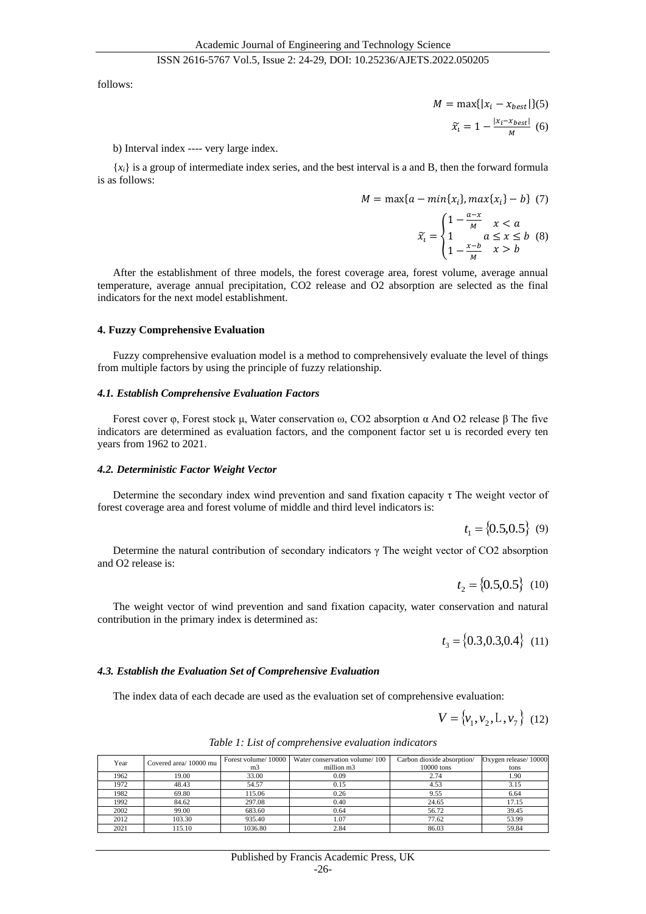follows:

$$M = \max\{|x_i - x_{best}|\} \quad (5)$$

$$\widetilde{x_i} = 1 - \frac{|x_i - x_{best}|}{M} \quad (6)$$

b) Interval index ---- very large index.

$\{x_i\}$ is a group of intermediate index series, and the best interval is a and B, then the forward formula is as follows:

$$M = \max\{a - min\{x_i\}, max\{x_i\} - b\} \quad (7)$$

$$\widetilde{x_i} = \begin{cases} 1 - \frac{a-x}{M} & x < a \\ 1 & a \leq x \leq b \\ 1 - \frac{x-b}{M} & x > b \end{cases} \quad (8)$$

After the establishment of three models, the forest coverage area, forest volume, average annual temperature, average annual precipitation, CO2 release and O2 absorption are selected as the final indicators for the next model establishment.

## 4. Fuzzy Comprehensive Evaluation

Fuzzy comprehensive evaluation model is a method to comprehensively evaluate the level of things from multiple factors by using the principle of fuzzy relationship.

### *4.1. Establish Comprehensive Evaluation Factors*

Forest cover φ, Forest stock μ, Water conservation ω, CO2 absorption α And O2 release β The five indicators are determined as evaluation factors, and the component factor set u is recorded every ten years from 1962 to 2021.

### *4.2. Deterministic Factor Weight Vector*

Determine the secondary index wind prevention and sand fixation capacity τ The weight vector of forest coverage area and forest volume of middle and third level indicators is:

$$t_1 = \{0.5, 0.5\} \quad (9)$$

Determine the natural contribution of secondary indicators γ The weight vector of CO2 absorption and O2 release is:

$$t_2 = \{0.5, 0.5\} \quad (10)$$

The weight vector of wind prevention and sand fixation capacity, water conservation and natural contribution in the primary index is determined as:

$$t_3 = \{0.3, 0.3, 0.4\} \quad (11)$$

### *4.3. Establish the Evaluation Set of Comprehensive Evaluation*

The index data of each decade are used as the evaluation set of comprehensive evaluation:

$$V = \{v_1, v_2, \ldots, v_7\} \quad (12)$$

*Table 1: List of comprehensive evaluation indicators*

| Year | Covered area/ 10000 mu | Forest volume/ 10000 m3 | Water conservation volume/ 100 million m3 | Carbon dioxide absorption/ 10000 tons | Oxygen release/ 10000 tons |
|---|---|---|---|---|---|
| 1962 | 19.00 | 33.00 | 0.09 | 2.74 | 1.90 |
| 1972 | 48.43 | 54.57 | 0.15 | 4.53 | 3.15 |
| 1982 | 69.80 | 115.06 | 0.26 | 9.55 | 6.64 |
| 1992 | 84.62 | 297.08 | 0.40 | 24.65 | 17.15 |
| 2002 | 99.00 | 683.60 | 0.64 | 56.72 | 39.45 |
| 2012 | 103.30 | 935.40 | 1.07 | 77.62 | 53.99 |
| 2021 | 115.10 | 1036.80 | 2.84 | 86.03 | 59.84 |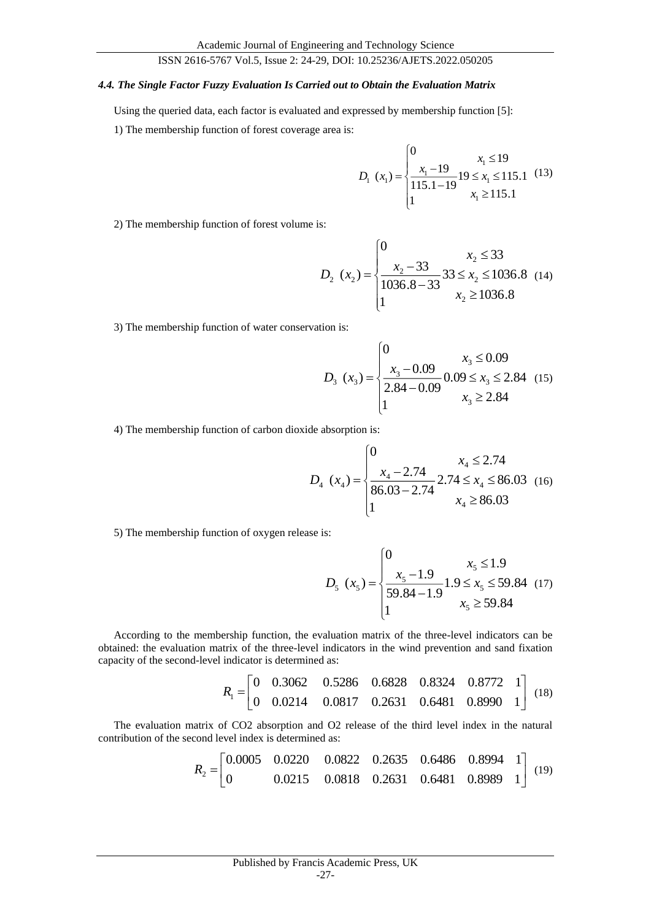#### *4.4. The Single Factor Fuzzy Evaluation Is Carried out to Obtain the Evaluation Matrix*

Using the queried data, each factor is evaluated and expressed by membership function [5]:

1) The membership function of forest coverage area is:

$$D_1\ (x_1) = \begin{cases} 0 & x_1 \le 19 \\ \dfrac{x_1 - 19}{115.1 - 19} & 19 \le x_1 \le 115.1 \\ 1 & x_1 \ge 115.1 \end{cases} \quad (13)$$

2) The membership function of forest volume is:

$$D_2\ (x_2) = \begin{cases} 0 & x_2 \le 33 \\ \dfrac{x_2 - 33}{1036.8 - 33} & 33 \le x_2 \le 1036.8 \\ 1 & x_2 \ge 1036.8 \end{cases} \quad (14)$$

3) The membership function of water conservation is:

$$D_3\ (x_3) = \begin{cases} 0 & x_3 \le 0.09 \\ \dfrac{x_3 - 0.09}{2.84 - 0.09} & 0.09 \le x_3 \le 2.84 \\ 1 & x_3 \ge 2.84 \end{cases} \quad (15)$$

4) The membership function of carbon dioxide absorption is:

$$D_4\ (x_4) = \begin{cases} 0 & x_4 \le 2.74 \\ \dfrac{x_4 - 2.74}{86.03 - 2.74} & 2.74 \le x_4 \le 86.03 \\ 1 & x_4 \ge 86.03 \end{cases} \quad (16)$$

5) The membership function of oxygen release is:

$$D_5\ (x_5) = \begin{cases} 0 & x_5 \le 1.9 \\ \dfrac{x_5 - 1.9}{59.84 - 1.9} & 1.9 \le x_5 \le 59.84 \\ 1 & x_5 \ge 59.84 \end{cases} \quad (17)$$

According to the membership function, the evaluation matrix of the three-level indicators can be obtained: the evaluation matrix of the three-level indicators in the wind prevention and sand fixation capacity of the second-level indicator is determined as:

$$R_1 = \begin{bmatrix} 0 & 0.3062 & 0.5286 & 0.6828 & 0.8324 & 0.8772 & 1 \\ 0 & 0.0214 & 0.0817 & 0.2631 & 0.6481 & 0.8990 & 1 \end{bmatrix} \quad (18)$$

The evaluation matrix of CO2 absorption and O2 release of the third level index in the natural contribution of the second level index is determined as:

$$R_2 = \begin{bmatrix} 0.0005 & 0.0220 & 0.0822 & 0.2635 & 0.6486 & 0.8994 & 1 \\ 0 & 0.0215 & 0.0818 & 0.2631 & 0.6481 & 0.8989 & 1 \end{bmatrix} \quad (19)$$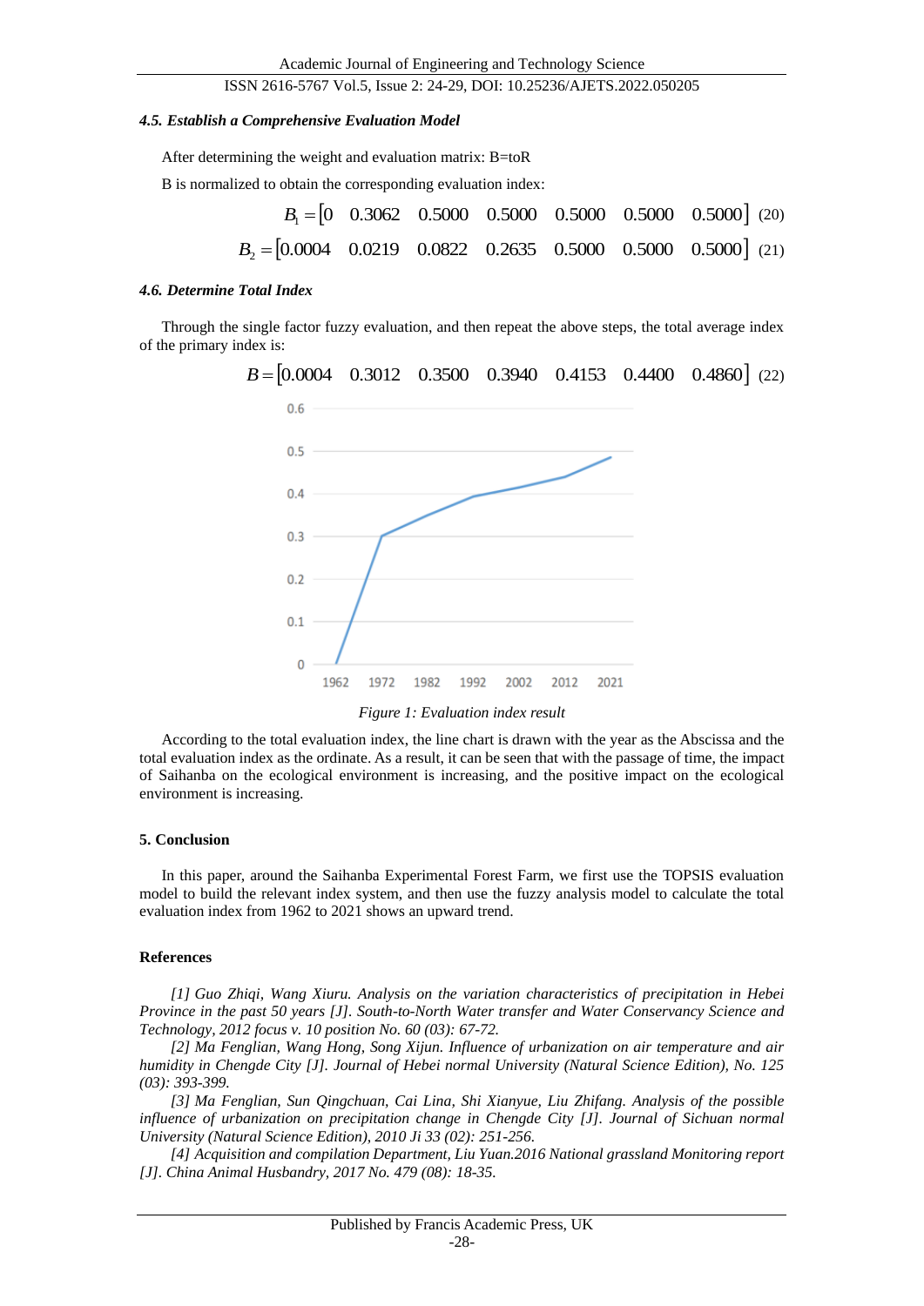### 4.5. Establish a Comprehensive Evaluation Model

After determining the weight and evaluation matrix: B=toR

B is normalized to obtain the corresponding evaluation index:

$$B_1 = [0 \quad 0.3062 \quad 0.5000 \quad 0.5000 \quad 0.5000 \quad 0.5000 \quad 0.5000] \quad (20)$$

$$B_2 = [0.0004 \quad 0.0219 \quad 0.0822 \quad 0.2635 \quad 0.5000 \quad 0.5000 \quad 0.5000] \quad (21)$$

### 4.6. Determine Total Index

Through the single factor fuzzy evaluation, and then repeat the above steps, the total average index of the primary index is:

$$B = [0.0004 \quad 0.3012 \quad 0.3500 \quad 0.3940 \quad 0.4153 \quad 0.4400 \quad 0.4860] \quad (22)$$

*Figure 1: Evaluation index result*

According to the total evaluation index, the line chart is drawn with the year as the Abscissa and the total evaluation index as the ordinate. As a result, it can be seen that with the passage of time, the impact of Saihanba on the ecological environment is increasing, and the positive impact on the ecological environment is increasing.

## 5. Conclusion

In this paper, around the Saihanba Experimental Forest Farm, we first use the TOPSIS evaluation model to build the relevant index system, and then use the fuzzy analysis model to calculate the total evaluation index from 1962 to 2021 shows an upward trend.

## References

*[1] Guo Zhiqi, Wang Xiuru. Analysis on the variation characteristics of precipitation in Hebei Province in the past 50 years [J]. South-to-North Water transfer and Water Conservancy Science and Technology, 2012 focus v. 10 position No. 60 (03): 67-72.*

*[2] Ma Fenglian, Wang Hong, Song Xijun. Influence of urbanization on air temperature and air humidity in Chengde City [J]. Journal of Hebei normal University (Natural Science Edition), No. 125 (03): 393-399.*

*[3] Ma Fenglian, Sun Qingchuan, Cai Lina, Shi Xianyue, Liu Zhifang. Analysis of the possible influence of urbanization on precipitation change in Chengde City [J]. Journal of Sichuan normal University (Natural Science Edition), 2010 Ji 33 (02): 251-256.*

*[4] Acquisition and compilation Department, Liu Yuan.2016 National grassland Monitoring report [J]. China Animal Husbandry, 2017 No. 479 (08): 18-35.*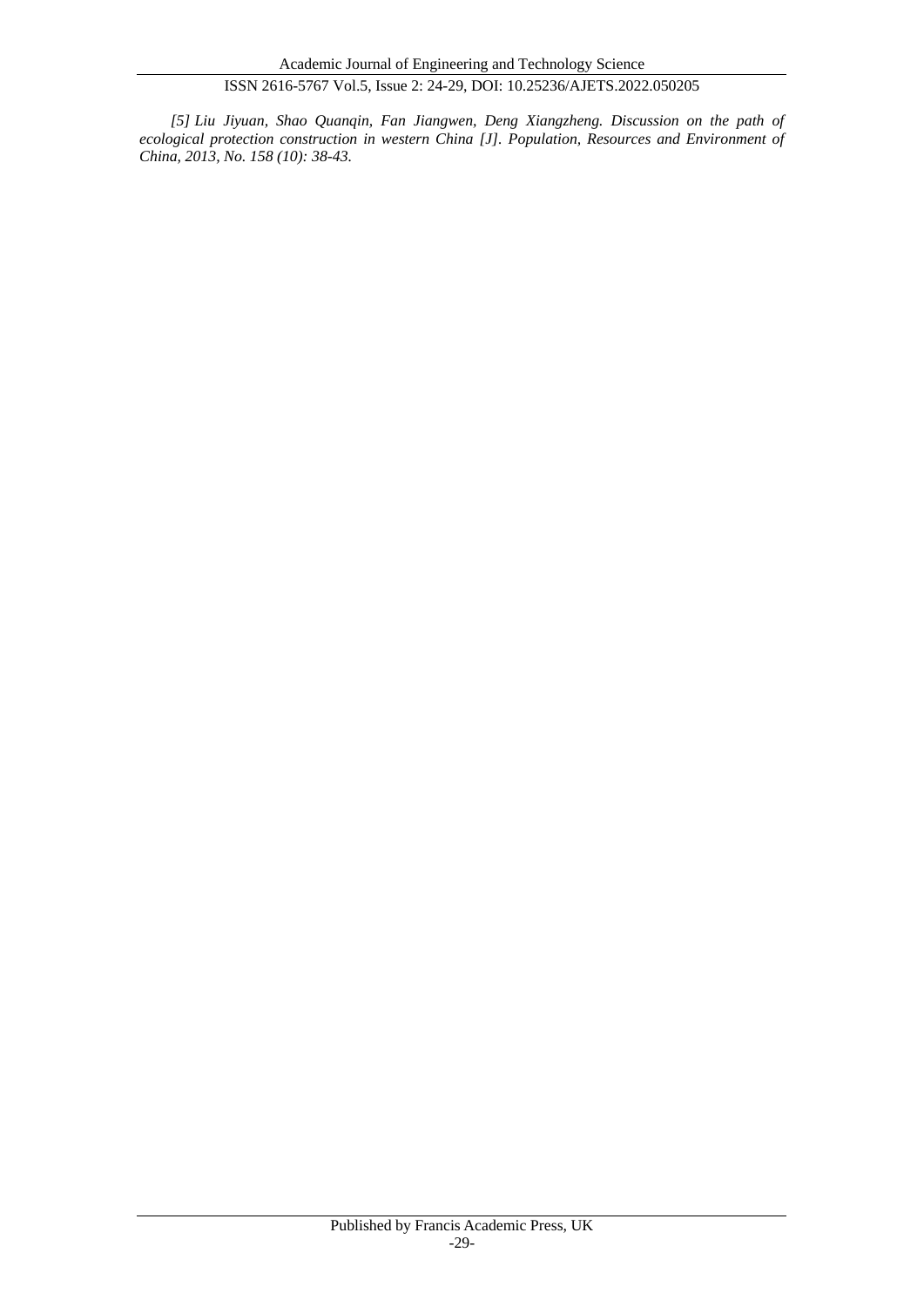*[5] Liu Jiyuan, Shao Quanqin, Fan Jiangwen, Deng Xiangzheng. Discussion on the path of ecological protection construction in western China [J]. Population, Resources and Environment of China, 2013, No. 158 (10): 38-43.*